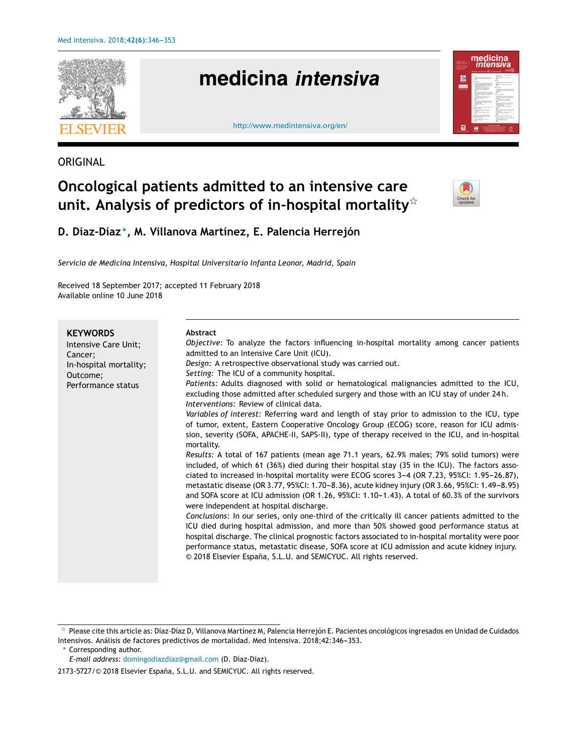ORIGINAL

# Oncological patients admitted to an intensive care unit. Analysis of predictors of in-hospital mortality☆

**D. Díaz-Díaz***, **M. Villanova Martínez**, **E. Palencia Herrejón**

*Servicio de Medicina Intensiva, Hospital Universitario Infanta Leonor, Madrid, Spain*

Received 18 September 2017; accepted 11 February 2018
Available online 10 June 2018

**KEYWORDS**
Intensive Care Unit;
Cancer;
In-hospital mortality;
Outcome;
Performance status

**Abstract**

*Objective:* To analyze the factors influencing in-hospital mortality among cancer patients admitted to an Intensive Care Unit (ICU).

*Design:* A retrospective observational study was carried out.

*Setting:* The ICU of a community hospital.

*Patients:* Adults diagnosed with solid or hematological malignancies admitted to the ICU, excluding those admitted after scheduled surgery and those with an ICU stay of under 24 h.

*Interventions:* Review of clinical data.

*Variables of interest:* Referring ward and length of stay prior to admission to the ICU, type of tumor, extent, Eastern Cooperative Oncology Group (ECOG) score, reason for ICU admission, severity (SOFA, APACHE-II, SAPS-II), type of therapy received in the ICU, and in-hospital mortality.

*Results:* A total of 167 patients (mean age 71.1 years, 62.9% males; 79% solid tumors) were included, of which 61 (36%) died during their hospital stay (35 in the ICU). The factors associated to increased in-hospital mortality were ECOG scores 3–4 (OR 7.23, 95%CI: 1.95–26.87), metastatic disease (OR 3.77, 95%CI: 1.70–8.36), acute kidney injury (OR 3.66, 95%CI: 1.49–8.95) and SOFA score at ICU admission (OR 1.26, 95%CI: 1.10–1.43). A total of 60.3% of the survivors were independent at hospital discharge.

*Conclusions:* In our series, only one-third of the critically ill cancer patients admitted to the ICU died during hospital admission, and more than 50% showed good performance status at hospital discharge. The clinical prognostic factors associated to in-hospital mortality were poor performance status, metastatic disease, SOFA score at ICU admission and acute kidney injury.

© 2018 Elsevier España, S.L.U. and SEMICYUC. All rights reserved.

---

☆ Please cite this article as: Díaz-Díaz D, Villanova Martínez M, Palencia Herrejón E. Pacientes oncológicos ingresados en Unidad de Cuidados Intensivos. Análisis de factores predictivos de mortalidad. Med Intensiva. 2018;42:346–353.

* Corresponding author.
*E-mail address:* domingodiazdiaz@gmail.com (D. Díaz-Díaz).

2173-5727/© 2018 Elsevier España, S.L.U. and SEMICYUC. All rights reserved.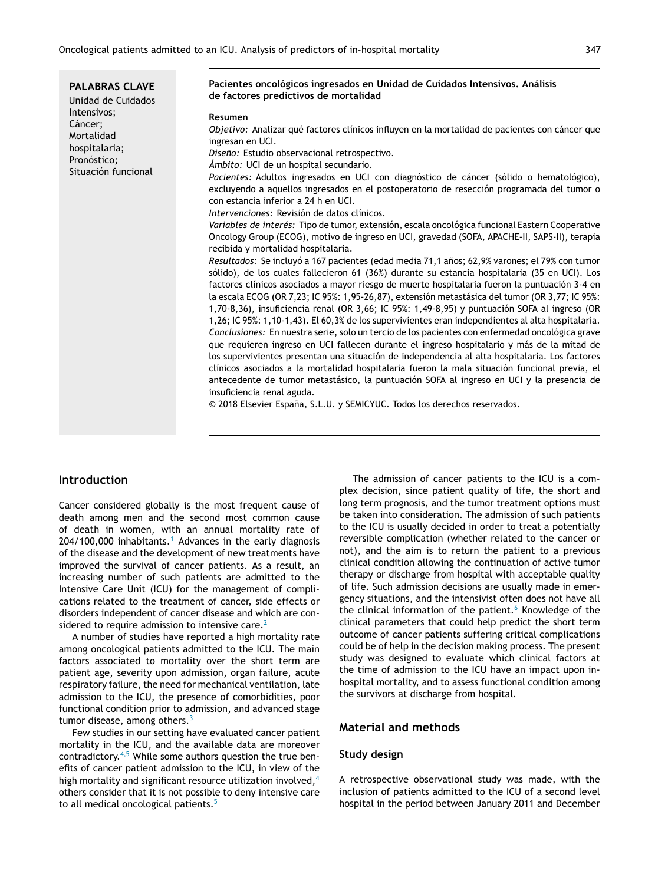**PALABRAS CLAVE**
Unidad de Cuidados Intensivos;
Cáncer;
Mortalidad hospitalaria;
Pronóstico;
Situación funcional

**Pacientes oncológicos ingresados en Unidad de Cuidados Intensivos. Análisis de factores predictivos de mortalidad**

**Resumen**

*Objetivo:* Analizar qué factores clínicos influyen en la mortalidad de pacientes con cáncer que ingresan en UCI.

*Diseño:* Estudio observacional retrospectivo.

*Ámbito:* UCI de un hospital secundario.

*Pacientes:* Adultos ingresados en UCI con diagnóstico de cáncer (sólido o hematológico), excluyendo a aquellos ingresados en el postoperatorio de resección programada del tumor o con estancia inferior a 24 h en UCI.

*Intervenciones:* Revisión de datos clínicos.

*Variables de interés:* Tipo de tumor, extensión, escala oncológica funcional Eastern Cooperative Oncology Group (ECOG), motivo de ingreso en UCI, gravedad (SOFA, APACHE-II, SAPS-II), terapia recibida y mortalidad hospitalaria.

*Resultados:* Se incluyó a 167 pacientes (edad media 71,1 años; 62,9% varones; el 79% con tumor sólido), de los cuales fallecieron 61 (36%) durante su estancia hospitalaria (35 en UCI). Los factores clínicos asociados a mayor riesgo de muerte hospitalaria fueron la puntuación 3-4 en la escala ECOG (OR 7,23; IC 95%: 1,95-26,87), extensión metastásica del tumor (OR 3,77; IC 95%: 1,70-8,36), insuficiencia renal (OR 3,66; IC 95%: 1,49-8,95) y puntuación SOFA al ingreso (OR 1,26; IC 95%: 1,10-1,43). El 60,3% de los supervivientes eran independientes al alta hospitalaria.

*Conclusiones:* En nuestra serie, solo un tercio de los pacientes con enfermedad oncológica grave que requieren ingreso en UCI fallecen durante el ingreso hospitalario y más de la mitad de los supervivientes presentan una situación de independencia al alta hospitalaria. Los factores clínicos asociados a la mortalidad hospitalaria fueron la mala situación funcional previa, el antecedente de tumor metastásico, la puntuación SOFA al ingreso en UCI y la presencia de insuficiencia renal aguda.

© 2018 Elsevier España, S.L.U. y SEMICYUC. Todos los derechos reservados.

## Introduction

Cancer considered globally is the most frequent cause of death among men and the second most common cause of death in women, with an annual mortality rate of 204/100,000 inhabitants.[1] Advances in the early diagnosis of the disease and the development of new treatments have improved the survival of cancer patients. As a result, an increasing number of such patients are admitted to the Intensive Care Unit (ICU) for the management of complications related to the treatment of cancer, side effects or disorders independent of cancer disease and which are considered to require admission to intensive care.[2]

A number of studies have reported a high mortality rate among oncological patients admitted to the ICU. The main factors associated to mortality over the short term are patient age, severity upon admission, organ failure, acute respiratory failure, the need for mechanical ventilation, late admission to the ICU, the presence of comorbidities, poor functional condition prior to admission, and advanced stage tumor disease, among others.[3]

Few studies in our setting have evaluated cancer patient mortality in the ICU, and the available data are moreover contradictory.[4,5] While some authors question the true benefits of cancer patient admission to the ICU, in view of the high mortality and significant resource utilization involved,[4] others consider that it is not possible to deny intensive care to all medical oncological patients.[5]

The admission of cancer patients to the ICU is a complex decision, since patient quality of life, the short and long term prognosis, and the tumor treatment options must be taken into consideration. The admission of such patients to the ICU is usually decided in order to treat a potentially reversible complication (whether related to the cancer or not), and the aim is to return the patient to a previous clinical condition allowing the continuation of active tumor therapy or discharge from hospital with acceptable quality of life. Such admission decisions are usually made in emergency situations, and the intensivist often does not have all the clinical information of the patient.[6] Knowledge of the clinical parameters that could help predict the short term outcome of cancer patients suffering critical complications could be of help in the decision making process. The present study was designed to evaluate which clinical factors at the time of admission to the ICU have an impact upon in-hospital mortality, and to assess functional condition among the survivors at discharge from hospital.

## Material and methods

### Study design

A retrospective observational study was made, with the inclusion of patients admitted to the ICU of a second level hospital in the period between January 2011 and December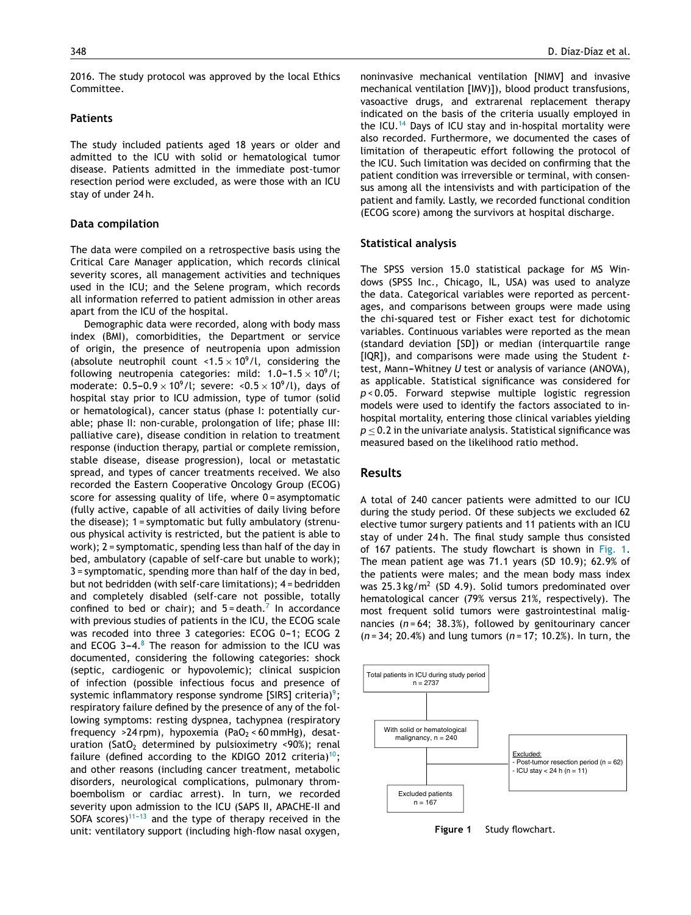2016. The study protocol was approved by the local Ethics Committee.

## Patients

The study included patients aged 18 years or older and admitted to the ICU with solid or hematological tumor disease. Patients admitted in the immediate post-tumor resection period were excluded, as were those with an ICU stay of under 24 h.

## Data compilation

The data were compiled on a retrospective basis using the Critical Care Manager application, which records clinical severity scores, all management activities and techniques used in the ICU; and the Selene program, which records all information referred to patient admission in other areas apart from the ICU of the hospital.

Demographic data were recorded, along with body mass index (BMI), comorbidities, the Department or service of origin, the presence of neutropenia upon admission (absolute neutrophil count $<1.5 \times 10^9$/l, considering the following neutropenia categories: mild: $1.0{-}1.5 \times 10^9$/l; moderate: $0.5{-}0.9 \times 10^9$/l; severe: $<0.5 \times 10^9$/l), days of hospital stay prior to ICU admission, type of tumor (solid or hematological), cancer status (phase I: potentially curable; phase II: non-curable, prolongation of life; phase III: palliative care), disease condition in relation to treatment response (induction therapy, partial or complete remission, stable disease, disease progression), local or metastatic spread, and types of cancer treatments received. We also recorded the Eastern Cooperative Oncology Group (ECOG) score for assessing quality of life, where 0 = asymptomatic (fully active, capable of all activities of daily living before the disease); 1 = symptomatic but fully ambulatory (strenuous physical activity is restricted, but the patient is able to work); 2 = symptomatic, spending less than half of the day in bed, ambulatory (capable of self-care but unable to work); 3 = symptomatic, spending more than half of the day in bed, but not bedridden (with self-care limitations); 4 = bedridden and completely disabled (self-care not possible, totally confined to bed or chair); and 5 = death.[7] In accordance with previous studies of patients in the ICU, the ECOG scale was recoded into three 3 categories: ECOG 0–1; ECOG 2 and ECOG 3–4.[8] The reason for admission to the ICU was documented, considering the following categories: shock (septic, cardiogenic or hypovolemic); clinical suspicion of infection (possible infectious focus and presence of systemic inflammatory response syndrome [SIRS] criteria)[9]; respiratory failure defined by the presence of any of the following symptoms: resting dyspnea, tachypnea (respiratory frequency >24 rpm), hypoxemia ($PaO_2$ < 60 mmHg), desaturation ($SatO_2$ determined by pulsioximetry <90%); renal failure (defined according to the KDIGO 2012 criteria)[10]; and other reasons (including cancer treatment, metabolic disorders, neurological complications, pulmonary thromboembolism or cardiac arrest). In turn, we recorded severity upon admission to the ICU (SAPS II, APACHE-II and SOFA scores)[11–13] and the type of therapy received in the unit: ventilatory support (including high-flow nasal oxygen, noninvasive mechanical ventilation [NIMV] and invasive mechanical ventilation [IMV)]), blood product transfusions, vasoactive drugs, and extrarenal replacement therapy indicated on the basis of the criteria usually employed in the ICU.[14] Days of ICU stay and in-hospital mortality were also recorded. Furthermore, we documented the cases of limitation of therapeutic effort following the protocol of the ICU. Such limitation was decided on confirming that the patient condition was irreversible or terminal, with consensus among all the intensivists and with participation of the patient and family. Lastly, we recorded functional condition (ECOG score) among the survivors at hospital discharge.

## Statistical analysis

The SPSS version 15.0 statistical package for MS Windows (SPSS Inc., Chicago, IL, USA) was used to analyze the data. Categorical variables were reported as percentages, and comparisons between groups were made using the chi-squared test or Fisher exact test for dichotomic variables. Continuous variables were reported as the mean (standard deviation [SD]) or median (interquartile range [IQR]), and comparisons were made using the Student *t*-test, Mann–Whitney *U* test or analysis of variance (ANOVA), as applicable. Statistical significance was considered for $p < 0.05$. Forward stepwise multiple logistic regression models were used to identify the factors associated to in-hospital mortality, entering those clinical variables yielding $p \leq 0.2$ in the univariate analysis. Statistical significance was measured based on the likelihood ratio method.

# Results

A total of 240 cancer patients were admitted to our ICU during the study period. Of these subjects we excluded 62 elective tumor surgery patients and 11 patients with an ICU stay of under 24 h. The final study sample thus consisted of 167 patients. The study flowchart is shown in Fig. 1. The mean patient age was 71.1 years (SD 10.9); 62.9% of the patients were males; and the mean body mass index was 25.3 kg/m$^2$ (SD 4.9). Solid tumors predominated over hematological cancer (79% versus 21%, respectively). The most frequent solid tumors were gastrointestinal malignancies ($n$ = 64; 38.3%), followed by genitourinary cancer ($n$ = 34; 20.4%) and lung tumors ($n$ = 17; 10.2%). In turn, the

Total patients in ICU during study period
n = 2737

With solid or hematological malignancy, n = 240

Excluded:
- Post-tumor resection period (n = 62)
- ICU stay < 24 h (n = 11)

Excluded patients
n = 167

**Figure 1** Study flowchart.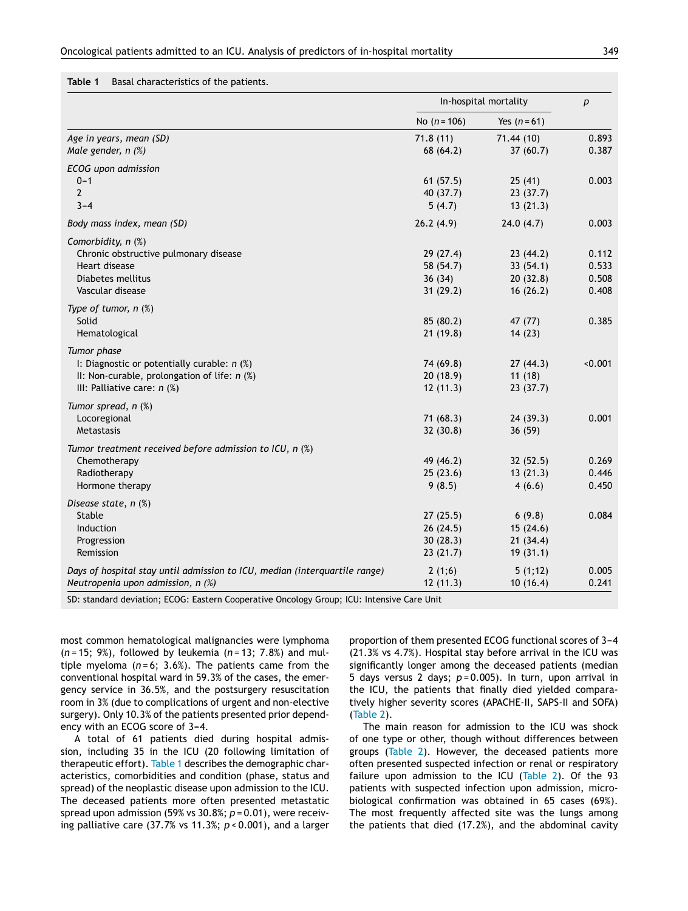**Table 1** Basal characteristics of the patients.

| | In-hospital mortality | | $p$ |
|---|---|---|---|
| | No ($n$ = 106) | Yes ($n$ = 61) | |
| *Age in years, mean (SD)* | 71.8 (11) | 71.44 (10) | 0.893 |
| *Male gender, n (%)* | 68 (64.2) | 37 (60.7) | 0.387 |
| *ECOG upon admission* | | | |
| 0–1 | 61 (57.5) | 25 (41) | 0.003 |
| 2 | 40 (37.7) | 23 (37.7) | |
| 3–4 | 5 (4.7) | 13 (21.3) | |
| *Body mass index, mean (SD)* | 26.2 (4.9) | 24.0 (4.7) | 0.003 |
| *Comorbidity, n (%)* | | | |
| Chronic obstructive pulmonary disease | 29 (27.4) | 23 (44.2) | 0.112 |
| Heart disease | 58 (54.7) | 33 (54.1) | 0.533 |
| Diabetes mellitus | 36 (34) | 20 (32.8) | 0.508 |
| Vascular disease | 31 (29.2) | 16 (26.2) | 0.408 |
| *Type of tumor, n (%)* | | | |
| Solid | 85 (80.2) | 47 (77) | 0.385 |
| Hematological | 21 (19.8) | 14 (23) | |
| *Tumor phase* | | | |
| I: Diagnostic or potentially curable: *n* (%) | 74 (69.8) | 27 (44.3) | <0.001 |
| II: Non-curable, prolongation of life: *n* (%) | 20 (18.9) | 11 (18) | |
| III: Palliative care: *n* (%) | 12 (11.3) | 23 (37.7) | |
| *Tumor spread, n (%)* | | | |
| Locoregional | 71 (68.3) | 24 (39.3) | 0.001 |
| Metastasis | 32 (30.8) | 36 (59) | |
| *Tumor treatment received before admission to ICU, n (%)* | | | |
| Chemotherapy | 49 (46.2) | 32 (52.5) | 0.269 |
| Radiotherapy | 25 (23.6) | 13 (21.3) | 0.446 |
| Hormone therapy | 9 (8.5) | 4 (6.6) | 0.450 |
| *Disease state, n (%)* | | | |
| Stable | 27 (25.5) | 6 (9.8) | 0.084 |
| Induction | 26 (24.5) | 15 (24.6) | |
| Progression | 30 (28.3) | 21 (34.4) | |
| Remission | 23 (21.7) | 19 (31.1) | |
| *Days of hospital stay until admission to ICU, median (interquartile range)* | 2 (1;6) | 5 (1;12) | 0.005 |
| *Neutropenia upon admission, n (%)* | 12 (11.3) | 10 (16.4) | 0.241 |

SD: standard deviation; ECOG: Eastern Cooperative Oncology Group; ICU: Intensive Care Unit

most common hematological malignancies were lymphoma ($n$ = 15; 9%), followed by leukemia ($n$ = 13; 7.8%) and multiple myeloma ($n$ = 6; 3.6%). The patients came from the conventional hospital ward in 59.3% of the cases, the emergency service in 36.5%, and the postsurgery resuscitation room in 3% (due to complications of urgent and non-elective surgery). Only 10.3% of the patients presented prior dependency with an ECOG score of 3–4.

A total of 61 patients died during hospital admission, including 35 in the ICU (20 following limitation of therapeutic effort). Table 1 describes the demographic characteristics, comorbidities and condition (phase, status and spread) of the neoplastic disease upon admission to the ICU. The deceased patients more often presented metastatic spread upon admission (59% vs 30.8%; $p$ = 0.01), were receiving palliative care (37.7% vs 11.3%; $p$ < 0.001), and a larger proportion of them presented ECOG functional scores of 3–4 (21.3% vs 4.7%). Hospital stay before arrival in the ICU was significantly longer among the deceased patients (median 5 days versus 2 days; $p$ = 0.005). In turn, upon arrival in the ICU, the patients that finally died yielded comparatively higher severity scores (APACHE-II, SAPS-II and SOFA) (Table 2).

The main reason for admission to the ICU was shock of one type or other, though without differences between groups (Table 2). However, the deceased patients more often presented suspected infection or renal or respiratory failure upon admission to the ICU (Table 2). Of the 93 patients with suspected infection upon admission, microbiological confirmation was obtained in 65 cases (69%). The most frequently affected site was the lungs among the patients that died (17.2%), and the abdominal cavity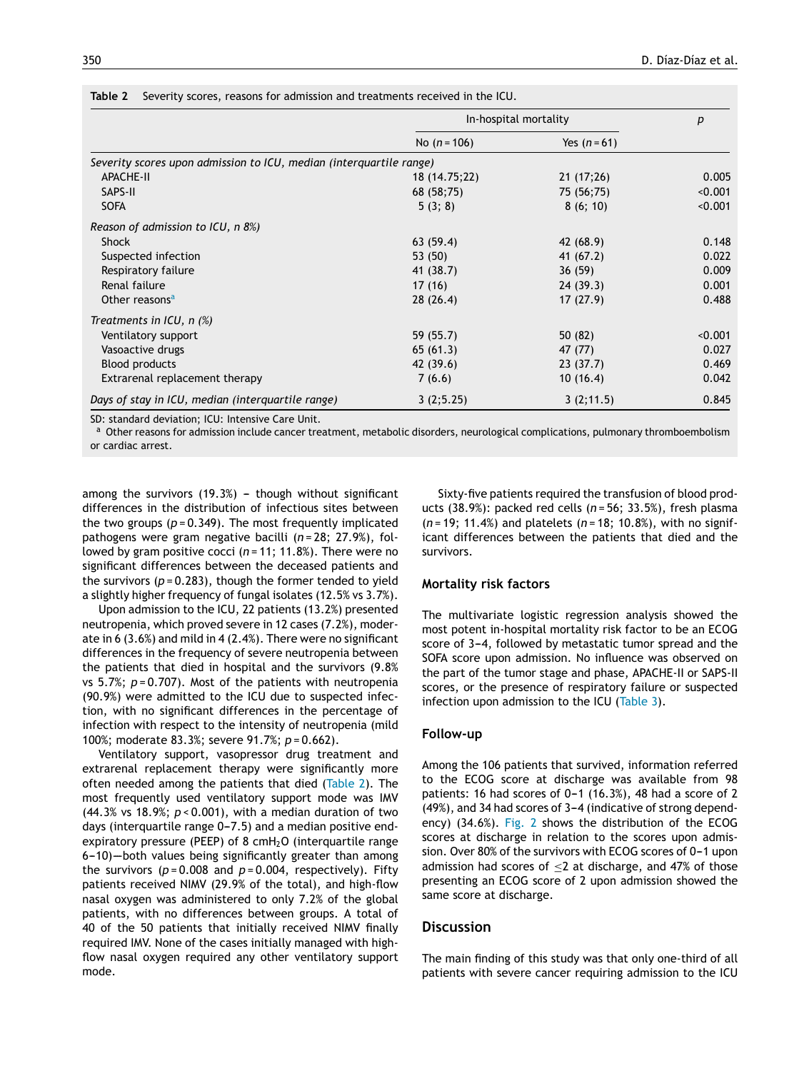**Table 2** Severity scores, reasons for admission and treatments received in the ICU.

| | In-hospital mortality | | $p$ |
|---|---|---|---|
| | No ($n$ = 106) | Yes ($n$ = 61) | |
| *Severity scores upon admission to ICU, median (interquartile range)* | | | |
| APACHE-II | 18 (14.75;22) | 21 (17;26) | 0.005 |
| SAPS-II | 68 (58;75) | 75 (56;75) | <0.001 |
| SOFA | 5 (3; 8) | 8 (6; 10) | <0.001 |
| *Reason of admission to ICU, n 8%)* | | | |
| Shock | 63 (59.4) | 42 (68.9) | 0.148 |
| Suspected infection | 53 (50) | 41 (67.2) | 0.022 |
| Respiratory failure | 41 (38.7) | 36 (59) | 0.009 |
| Renal failure | 17 (16) | 24 (39.3) | 0.001 |
| Other reasons[a] | 28 (26.4) | 17 (27.9) | 0.488 |
| *Treatments in ICU, n (%)* | | | |
| Ventilatory support | 59 (55.7) | 50 (82) | <0.001 |
| Vasoactive drugs | 65 (61.3) | 47 (77) | 0.027 |
| Blood products | 42 (39.6) | 23 (37.7) | 0.469 |
| Extrarenal replacement therapy | 7 (6.6) | 10 (16.4) | 0.042 |
| *Days of stay in ICU, median (interquartile range)* | 3 (2;5.25) | 3 (2;11.5) | 0.845 |

SD: standard deviation; ICU: Intensive Care Unit.
[a] Other reasons for admission include cancer treatment, metabolic disorders, neurological complications, pulmonary thromboembolism or cardiac arrest.

among the survivors (19.3%) – though without significant differences in the distribution of infectious sites between the two groups ($p$ = 0.349). The most frequently implicated pathogens were gram negative bacilli ($n$ = 28; 27.9%), followed by gram positive cocci ($n$ = 11; 11.8%). There were no significant differences between the deceased patients and the survivors ($p$ = 0.283), though the former tended to yield a slightly higher frequency of fungal isolates (12.5% vs 3.7%).

Upon admission to the ICU, 22 patients (13.2%) presented neutropenia, which proved severe in 12 cases (7.2%), moderate in 6 (3.6%) and mild in 4 (2.4%). There were no significant differences in the frequency of severe neutropenia between the patients that died in hospital and the survivors (9.8% vs 5.7%; $p$ = 0.707). Most of the patients with neutropenia (90.9%) were admitted to the ICU due to suspected infection, with no significant differences in the percentage of infection with respect to the intensity of neutropenia (mild 100%; moderate 83.3%; severe 91.7%; $p$ = 0.662).

Ventilatory support, vasopressor drug treatment and extrarenal replacement therapy were significantly more often needed among the patients that died (Table 2). The most frequently used ventilatory support mode was IMV (44.3% vs 18.9%; $p$ < 0.001), with a median duration of two days (interquartile range 0–7.5) and a median positive end-expiratory pressure (PEEP) of 8 cm$H_2O$ (interquartile range 6–10)—both values being significantly greater than among the survivors ($p$ = 0.008 and $p$ = 0.004, respectively). Fifty patients received NIMV (29.9% of the total), and high-flow nasal oxygen was administered to only 7.2% of the global patients, with no differences between groups. A total of 40 of the 50 patients that initially received NIMV finally required IMV. None of the cases initially managed with high-flow nasal oxygen required any other ventilatory support mode.

Sixty-five patients required the transfusion of blood products (38.9%): packed red cells ($n$ = 56; 33.5%), fresh plasma ($n$ = 19; 11.4%) and platelets ($n$ = 18; 10.8%), with no significant differences between the patients that died and the survivors.

## Mortality risk factors

The multivariate logistic regression analysis showed the most potent in-hospital mortality risk factor to be an ECOG score of 3–4, followed by metastatic tumor spread and the SOFA score upon admission. No influence was observed on the part of the tumor stage and phase, APACHE-II or SAPS-II scores, or the presence of respiratory failure or suspected infection upon admission to the ICU (Table 3).

## Follow-up

Among the 106 patients that survived, information referred to the ECOG score at discharge was available from 98 patients: 16 had scores of 0–1 (16.3%), 48 had a score of 2 (49%), and 34 had scores of 3–4 (indicative of strong dependency) (34.6%). Fig. 2 shows the distribution of the ECOG scores at discharge in relation to the scores upon admission. Over 80% of the survivors with ECOG scores of 0–1 upon admission had scores of $\leq$2 at discharge, and 47% of those presenting an ECOG score of 2 upon admission showed the same score at discharge.

## Discussion

The main finding of this study was that only one-third of all patients with severe cancer requiring admission to the ICU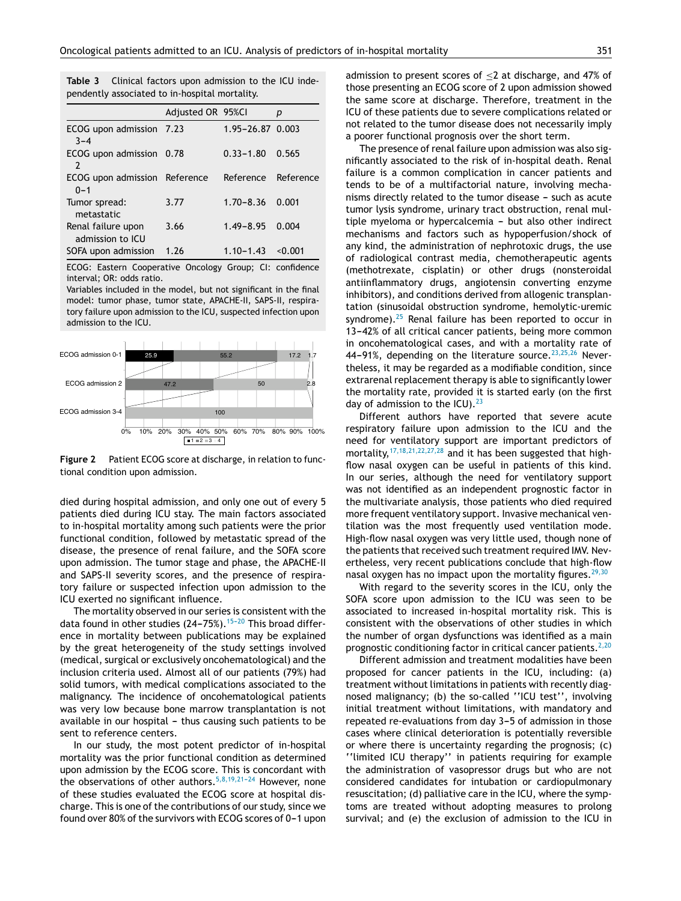**Table 3** Clinical factors upon admission to the ICU independently associated to in-hospital mortality.

| | Adjusted OR | 95%CI | p |
|---|---|---|---|
| ECOG upon admission 3–4 | 7.23 | 1.95–26.87 | 0.003 |
| ECOG upon admission 2 | 0.78 | 0.33–1.80 | 0.565 |
| ECOG upon admission 0–1 | Reference | Reference | Reference |
| Tumor spread: metastatic | 3.77 | 1.70–8.36 | 0.001 |
| Renal failure upon admission to ICU | 3.66 | 1.49–8.95 | 0.004 |
| SOFA upon admission | 1.26 | 1.10–1.43 | <0.001 |

ECOG: Eastern Cooperative Oncology Group; CI: confidence interval; OR: odds ratio.

Variables included in the model, but not significant in the final model: tumor phase, tumor state, APACHE-II, SAPS-II, respiratory failure upon admission to the ICU, suspected infection upon admission to the ICU.

ECOG admission 0-1
25.9
55.2
17.2
1.7
ECOG admission 2
47.2
50
2.8
ECOG admission 3-4
100
0% 10% 20% 30% 40% 50% 60% 70% 80% 90% 100%
1 2 3 4

**Figure 2** Patient ECOG score at discharge, in relation to functional condition upon admission.

died during hospital admission, and only one out of every 5 patients died during ICU stay. The main factors associated to in-hospital mortality among such patients were the prior functional condition, followed by metastatic spread of the disease, the presence of renal failure, and the SOFA score upon admission. The tumor stage and phase, the APACHE-II and SAPS-II severity scores, and the presence of respiratory failure or suspected infection upon admission to the ICU exerted no significant influence.

The mortality observed in our series is consistent with the data found in other studies (24–75%).[15–20] This broad difference in mortality between publications may be explained by the great heterogeneity of the study settings involved (medical, surgical or exclusively oncohematological) and the inclusion criteria used. Almost all of our patients (79%) had solid tumors, with medical complications associated to the malignancy. The incidence of oncohematological patients was very low because bone marrow transplantation is not available in our hospital – thus causing such patients to be sent to reference centers.

In our study, the most potent predictor of in-hospital mortality was the prior functional condition as determined upon admission by the ECOG score. This is concordant with the observations of other authors.[5,8,19,21–24] However, none of these studies evaluated the ECOG score at hospital discharge. This is one of the contributions of our study, since we found over 80% of the survivors with ECOG scores of 0–1 upon admission to present scores of ≤2 at discharge, and 47% of those presenting an ECOG score of 2 upon admission showed the same score at discharge. Therefore, treatment in the ICU of these patients due to severe complications related or not related to the tumor disease does not necessarily imply a poorer functional prognosis over the short term.

The presence of renal failure upon admission was also significantly associated to the risk of in-hospital death. Renal failure is a common complication in cancer patients and tends to be of a multifactorial nature, involving mechanisms directly related to the tumor disease – such as acute tumor lysis syndrome, urinary tract obstruction, renal multiple myeloma or hypercalcemia – but also other indirect mechanisms and factors such as hypoperfusion/shock of any kind, the administration of nephrotoxic drugs, the use of radiological contrast media, chemotherapeutic agents (methotrexate, cisplatin) or other drugs (nonsteroidal antiinflammatory drugs, angiotensin converting enzyme inhibitors), and conditions derived from allogenic transplantation (sinusoidal obstruction syndrome, hemolytic-uremic syndrome).[25] Renal failure has been reported to occur in 13–42% of all critical cancer patients, being more common in oncohematological cases, and with a mortality rate of 44–91%, depending on the literature source.[23,25,26] Nevertheless, it may be regarded as a modifiable condition, since extrarenal replacement therapy is able to significantly lower the mortality rate, provided it is started early (on the first day of admission to the ICU).[23]

Different authors have reported that severe acute respiratory failure upon admission to the ICU and the need for ventilatory support are important predictors of mortality,[17,18,21,22,27,28] and it has been suggested that high-flow nasal oxygen can be useful in patients of this kind. In our series, although the need for ventilatory support was not identified as an independent prognostic factor in the multivariate analysis, those patients who died required more frequent ventilatory support. Invasive mechanical ventilation was the most frequently used ventilation mode. High-flow nasal oxygen was very little used, though none of the patients that received such treatment required IMV. Nevertheless, very recent publications conclude that high-flow nasal oxygen has no impact upon the mortality figures.[29,30]

With regard to the severity scores in the ICU, only the SOFA score upon admission to the ICU was seen to be associated to increased in-hospital mortality risk. This is consistent with the observations of other studies in which the number of organ dysfunctions was identified as a main prognostic conditioning factor in critical cancer patients.[2,20]

Different admission and treatment modalities have been proposed for cancer patients in the ICU, including: (a) treatment without limitations in patients with recently diagnosed malignancy; (b) the so-called ''ICU test'', involving initial treatment without limitations, with mandatory and repeated re-evaluations from day 3–5 of admission in those cases where clinical deterioration is potentially reversible or where there is uncertainty regarding the prognosis; (c) ''limited ICU therapy'' in patients requiring for example the administration of vasopressor drugs but who are not considered candidates for intubation or cardiopulmonary resuscitation; (d) palliative care in the ICU, where the symptoms are treated without adopting measures to prolong survival; and (e) the exclusion of admission to the ICU in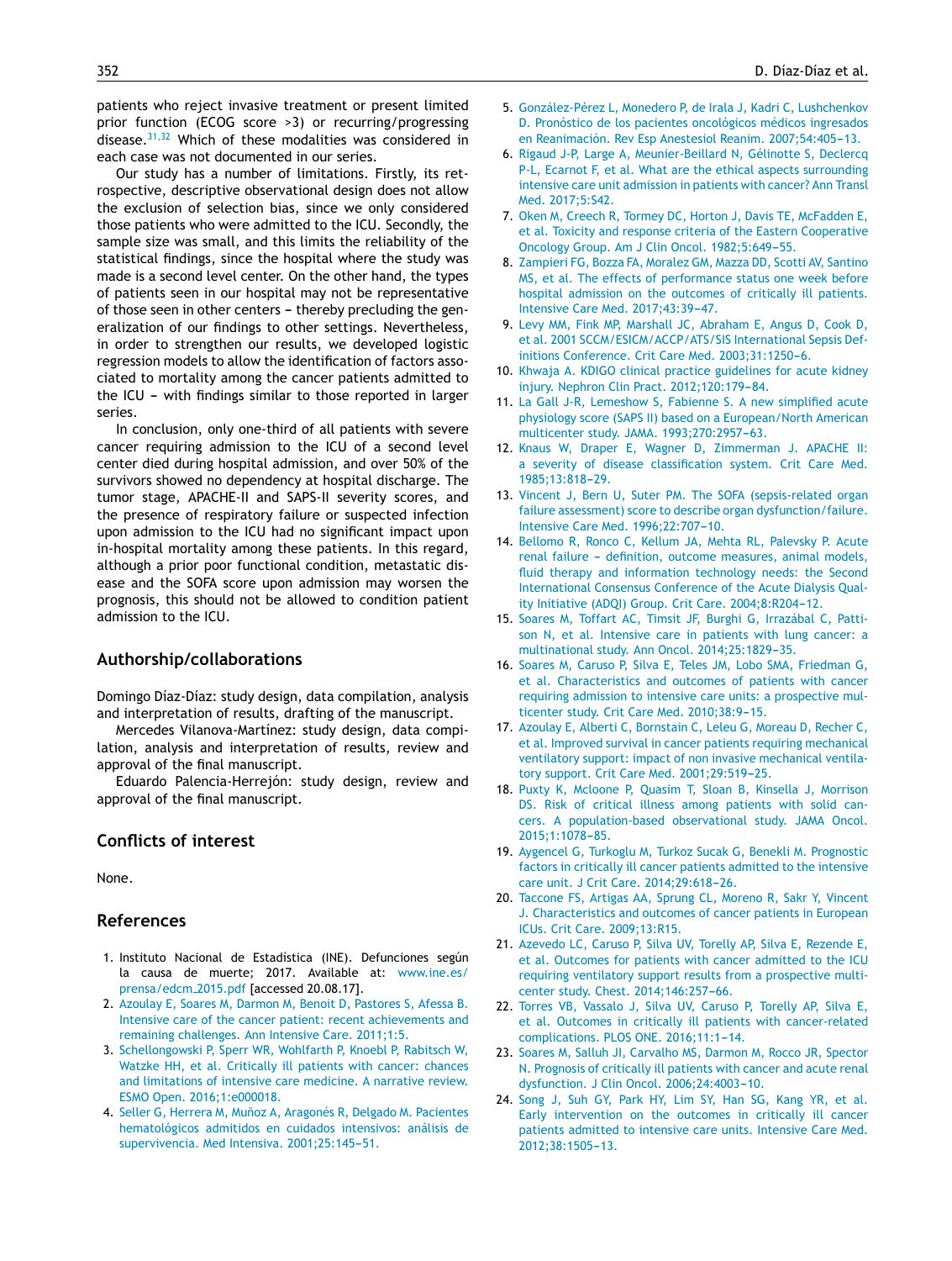patients who reject invasive treatment or present limited prior function (ECOG score >3) or recurring/progressing disease.[31,32] Which of these modalities was considered in each case was not documented in our series.

Our study has a number of limitations. Firstly, its retrospective, descriptive observational design does not allow the exclusion of selection bias, since we only considered those patients who were admitted to the ICU. Secondly, the sample size was small, and this limits the reliability of the statistical findings, since the hospital where the study was made is a second level center. On the other hand, the types of patients seen in our hospital may not be representative of those seen in other centers – thereby precluding the generalization of our findings to other settings. Nevertheless, in order to strengthen our results, we developed logistic regression models to allow the identification of factors associated to mortality among the cancer patients admitted to the ICU – with findings similar to those reported in larger series.

In conclusion, only one-third of all patients with severe cancer requiring admission to the ICU of a second level center died during hospital admission, and over 50% of the survivors showed no dependency at hospital discharge. The tumor stage, APACHE-II and SAPS-II severity scores, and the presence of respiratory failure or suspected infection upon admission to the ICU had no significant impact upon in-hospital mortality among these patients. In this regard, although a prior poor functional condition, metastatic disease and the SOFA score upon admission may worsen the prognosis, this should not be allowed to condition patient admission to the ICU.

## Authorship/collaborations

Domingo Díaz-Díaz: study design, data compilation, analysis and interpretation of results, drafting of the manuscript.

Mercedes Vilanova-Martínez: study design, data compilation, analysis and interpretation of results, review and approval of the final manuscript.

Eduardo Palencia-Herrejón: study design, review and approval of the final manuscript.

## Conflicts of interest

None.

## References

1. Instituto Nacional de Estadística (INE). Defunciones según la causa de muerte; 2017. Available at: www.ine.es/prensa/edcm_2015.pdf [accessed 20.08.17].
2. Azoulay E, Soares M, Darmon M, Benoit D, Pastores S, Afessa B. Intensive care of the cancer patient: recent achievements and remaining challenges. Ann Intensive Care. 2011;1:5.
3. Schellongowski P, Sperr WR, Wohlfarth P, Knoebl P, Rabitsch W, Watzke HH, et al. Critically ill patients with cancer: chances and limitations of intensive care medicine. A narrative review. ESMO Open. 2016;1:e000018.
4. Seller G, Herrera M, Muñoz A, Aragonés R, Delgado M. Pacientes hematológicos admitidos en cuidados intensivos: análisis de supervivencia. Med Intensiva. 2001;25:145–51.
5. González-Pérez L, Monedero P, de Irala J, Kadri C, Lushchenkov D. Pronóstico de los pacientes oncológicos médicos ingresados en Reanimación. Rev Esp Anestesiol Reanim. 2007;54:405–13.
6. Rigaud J-P, Large A, Meunier-Beillard N, Gélinotte S, Declercq P-L, Ecarnot F, et al. What are the ethical aspects surrounding intensive care unit admission in patients with cancer? Ann Transl Med. 2017;5:S42.
7. Oken M, Creech R, Tormey DC, Horton J, Davis TE, McFadden E, et al. Toxicity and response criteria of the Eastern Cooperative Oncology Group. Am J Clin Oncol. 1982;5:649–55.
8. Zampieri FG, Bozza FA, Moralez GM, Mazza DD, Scotti AV, Santino MS, et al. The effects of performance status one week before hospital admission on the outcomes of critically ill patients. Intensive Care Med. 2017;43:39–47.
9. Levy MM, Fink MP, Marshall JC, Abraham E, Angus D, Cook D, et al. 2001 SCCM/ESICM/ACCP/ATS/SIS International Sepsis Definitions Conference. Crit Care Med. 2003;31:1250–6.
10. Khwaja A. KDIGO clinical practice guidelines for acute kidney injury. Nephron Clin Pract. 2012;120:179–84.
11. La Gall J-R, Lemeshow S, Fabienne S. A new simplified acute physiology score (SAPS II) based on a European/North American multicenter study. JAMA. 1993;270:2957–63.
12. Knaus W, Draper E, Wagner D, Zimmerman J. APACHE II: a severity of disease classification system. Crit Care Med. 1985;13:818–29.
13. Vincent J, Bern U, Suter PM. The SOFA (sepsis-related organ failure assessment) score to describe organ dysfunction/failure. Intensive Care Med. 1996;22:707–10.
14. Bellomo R, Ronco C, Kellum JA, Mehta RL, Palevsky P. Acute renal failure – definition, outcome measures, animal models, fluid therapy and information technology needs: the Second International Consensus Conference of the Acute Dialysis Quality Initiative (ADQI) Group. Crit Care. 2004;8:R204–12.
15. Soares M, Toffart AC, Timsit JF, Burghi G, Irrazábal C, Pattison N, et al. Intensive care in patients with lung cancer: a multinational study. Ann Oncol. 2014;25:1829–35.
16. Soares M, Caruso P, Silva E, Teles JM, Lobo SMA, Friedman G, et al. Characteristics and outcomes of patients with cancer requiring admission to intensive care units: a prospective multicenter study. Crit Care Med. 2010;38:9–15.
17. Azoulay E, Alberti C, Bornstain C, Leleu G, Moreau D, Recher C, et al. Improved survival in cancer patients requiring mechanical ventilatory support: impact of non invasive mechanical ventilatory support. Crit Care Med. 2001;29:519–25.
18. Puxty K, Mcloone P, Quasim T, Sloan B, Kinsella J, Morrison DS. Risk of critical illness among patients with solid cancers. A population-based observational study. JAMA Oncol. 2015;1:1078–85.
19. Aygencel G, Turkoglu M, Turkoz Sucak G, Benekli M. Prognostic factors in critically ill cancer patients admitted to the intensive care unit. J Crit Care. 2014;29:618–26.
20. Taccone FS, Artigas AA, Sprung CL, Moreno R, Sakr Y, Vincent J. Characteristics and outcomes of cancer patients in European ICUs. Crit Care. 2009;13:R15.
21. Azevedo LC, Caruso P, Silva UV, Torelly AP, Silva E, Rezende E, et al. Outcomes for patients with cancer admitted to the ICU requiring ventilatory support results from a prospective multicenter study. Chest. 2014;146:257–66.
22. Torres VB, Vassalo J, Silva UV, Caruso P, Torelly AP, Silva E, et al. Outcomes in critically ill patients with cancer-related complications. PLOS ONE. 2016;11:1–14.
23. Soares M, Salluh JI, Carvalho MS, Darmon M, Rocco JR, Spector N. Prognosis of critically ill patients with cancer and acute renal dysfunction. J Clin Oncol. 2006;24:4003–10.
24. Song J, Suh GY, Park HY, Lim SY, Han SG, Kang YR, et al. Early intervention on the outcomes in critically ill cancer patients admitted to intensive care units. Intensive Care Med. 2012;38:1505–13.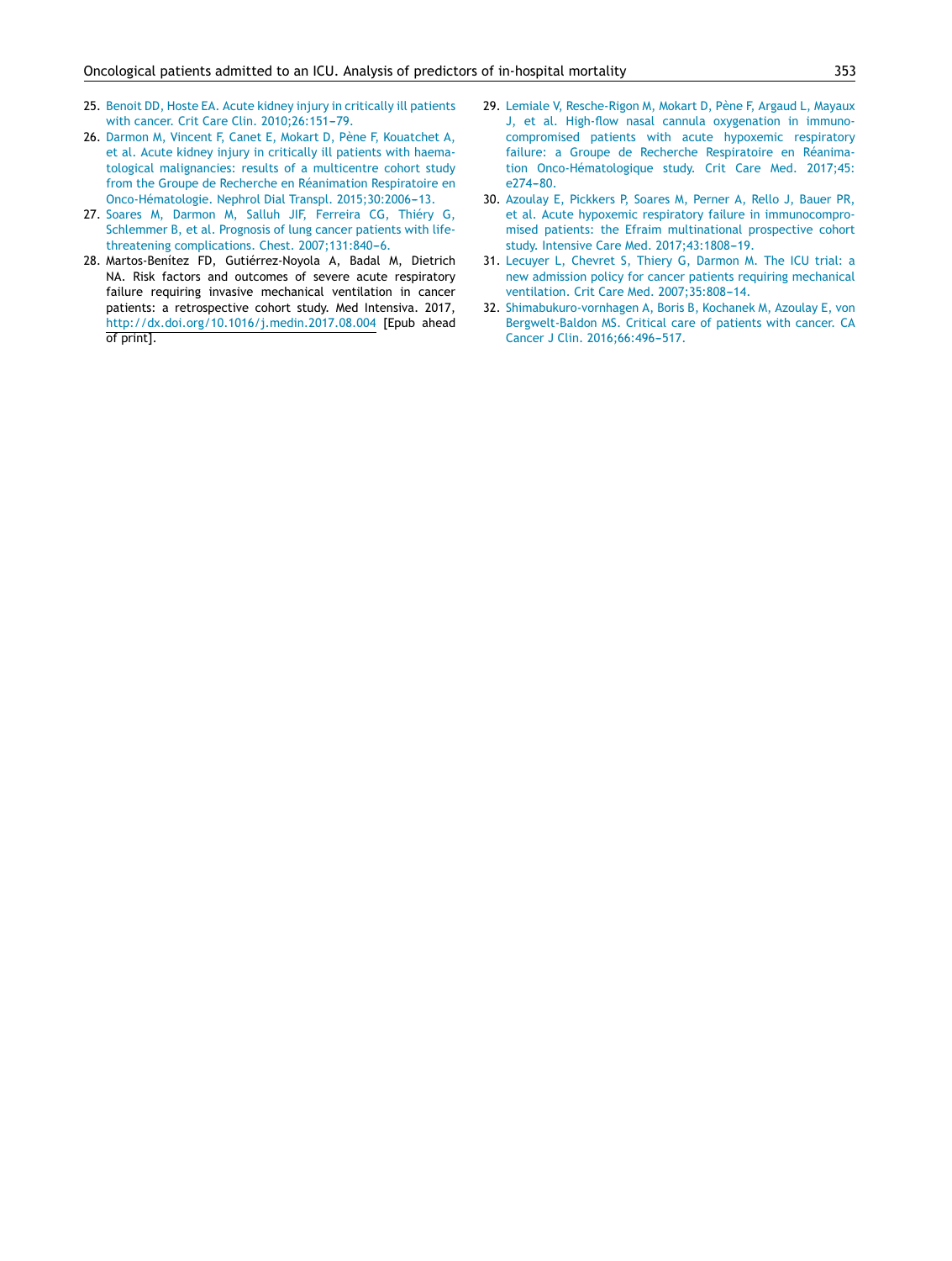25. Benoit DD, Hoste EA. Acute kidney injury in critically ill patients with cancer. Crit Care Clin. 2010;26:151–79.
26. Darmon M, Vincent F, Canet E, Mokart D, Pène F, Kouatchet A, et al. Acute kidney injury in critically ill patients with haematological malignancies: results of a multicentre cohort study from the Groupe de Recherche en Réanimation Respiratoire en Onco-Hématologie. Nephrol Dial Transpl. 2015;30:2006–13.
27. Soares M, Darmon M, Salluh JIF, Ferreira CG, Thiéry G, Schlemmer B, et al. Prognosis of lung cancer patients with life-threatening complications. Chest. 2007;131:840–6.
28. Martos-Benítez FD, Gutiérrez-Noyola A, Badal M, Dietrich NA. Risk factors and outcomes of severe acute respiratory failure requiring invasive mechanical ventilation in cancer patients: a retrospective cohort study. Med Intensiva. 2017, http://dx.doi.org/10.1016/j.medin.2017.08.004 [Epub ahead of print].
29. Lemiale V, Resche-Rigon M, Mokart D, Pène F, Argaud L, Mayaux J, et al. High-flow nasal cannula oxygenation in immunocompromised patients with acute hypoxemic respiratory failure: a Groupe de Recherche Respiratoire en Réanimation Onco-Hématologique study. Crit Care Med. 2017;45:e274–80.
30. Azoulay E, Pickkers P, Soares M, Perner A, Rello J, Bauer PR, et al. Acute hypoxemic respiratory failure in immunocompromised patients: the Efraim multinational prospective cohort study. Intensive Care Med. 2017;43:1808–19.
31. Lecuyer L, Chevret S, Thiery G, Darmon M. The ICU trial: a new admission policy for cancer patients requiring mechanical ventilation. Crit Care Med. 2007;35:808–14.
32. Shimabukuro-vornhagen A, Boris B, Kochanek M, Azoulay E, von Bergwelt-Baldon MS. Critical care of patients with cancer. CA Cancer J Clin. 2016;66:496–517.